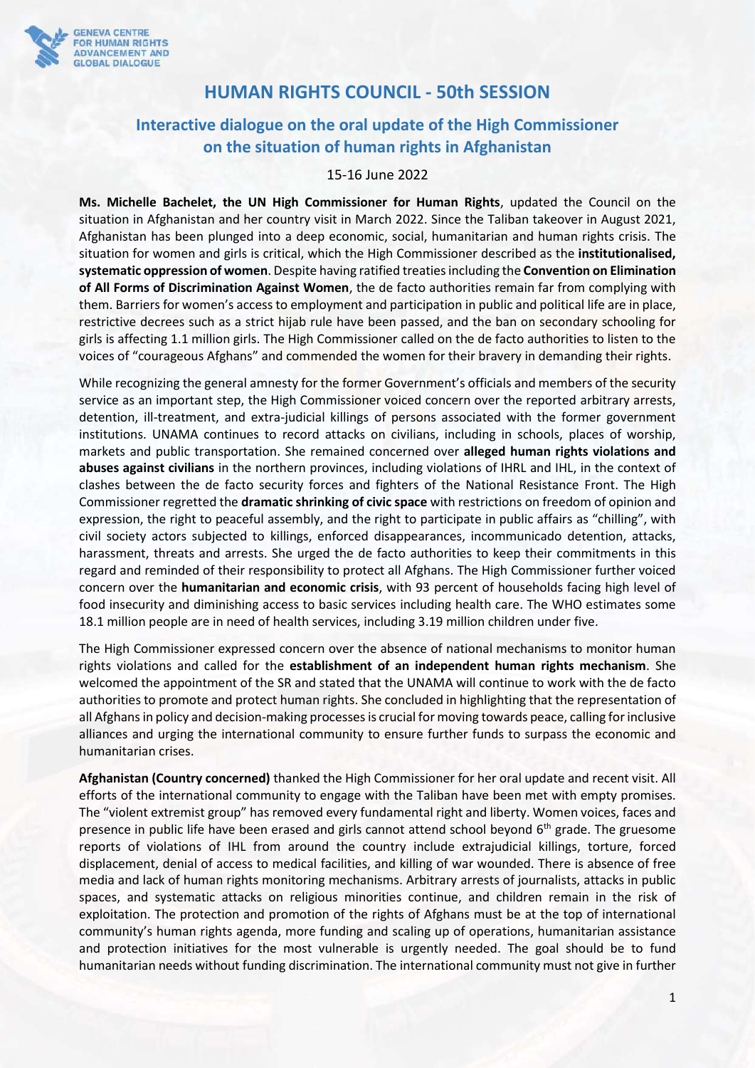# HUMAN RIGHTS COUNCIL - 50th SESSION

## Interactive dialogue on the oral update of the High Commissioner on the situation of human rights in Afghanistan

15-16 June 2022

**Ms. Michelle Bachelet, the UN High Commissioner for Human Rights**, updated the Council on the situation in Afghanistan and her country visit in March 2022. Since the Taliban takeover in August 2021, Afghanistan has been plunged into a deep economic, social, humanitarian and human rights crisis. The situation for women and girls is critical, which the High Commissioner described as the **institutionalised, systematic oppression of women**. Despite having ratified treaties including the **Convention on Elimination of All Forms of Discrimination Against Women**, the de facto authorities remain far from complying with them. Barriers for women's access to employment and participation in public and political life are in place, restrictive decrees such as a strict hijab rule have been passed, and the ban on secondary schooling for girls is affecting 1.1 million girls. The High Commissioner called on the de facto authorities to listen to the voices of "courageous Afghans" and commended the women for their bravery in demanding their rights.

While recognizing the general amnesty for the former Government's officials and members of the security service as an important step, the High Commissioner voiced concern over the reported arbitrary arrests, detention, ill-treatment, and extra-judicial killings of persons associated with the former government institutions. UNAMA continues to record attacks on civilians, including in schools, places of worship, markets and public transportation. She remained concerned over **alleged human rights violations and abuses against civilians** in the northern provinces, including violations of IHRL and IHL, in the context of clashes between the de facto security forces and fighters of the National Resistance Front. The High Commissioner regretted the **dramatic shrinking of civic space** with restrictions on freedom of opinion and expression, the right to peaceful assembly, and the right to participate in public affairs as "chilling", with civil society actors subjected to killings, enforced disappearances, incommunicado detention, attacks, harassment, threats and arrests. She urged the de facto authorities to keep their commitments in this regard and reminded of their responsibility to protect all Afghans. The High Commissioner further voiced concern over the **humanitarian and economic crisis**, with 93 percent of households facing high level of food insecurity and diminishing access to basic services including health care. The WHO estimates some 18.1 million people are in need of health services, including 3.19 million children under five.

The High Commissioner expressed concern over the absence of national mechanisms to monitor human rights violations and called for the **establishment of an independent human rights mechanism**. She welcomed the appointment of the SR and stated that the UNAMA will continue to work with the de facto authorities to promote and protect human rights. She concluded in highlighting that the representation of all Afghans in policy and decision-making processes is crucial for moving towards peace, calling for inclusive alliances and urging the international community to ensure further funds to surpass the economic and humanitarian crises.

**Afghanistan (Country concerned)** thanked the High Commissioner for her oral update and recent visit. All efforts of the international community to engage with the Taliban have been met with empty promises. The "violent extremist group" has removed every fundamental right and liberty. Women voices, faces and presence in public life have been erased and girls cannot attend school beyond 6th grade. The gruesome reports of violations of IHL from around the country include extrajudicial killings, torture, forced displacement, denial of access to medical facilities, and killing of war wounded. There is absence of free media and lack of human rights monitoring mechanisms. Arbitrary arrests of journalists, attacks in public spaces, and systematic attacks on religious minorities continue, and children remain in the risk of exploitation. The protection and promotion of the rights of Afghans must be at the top of international community's human rights agenda, more funding and scaling up of operations, humanitarian assistance and protection initiatives for the most vulnerable is urgently needed. The goal should be to fund humanitarian needs without funding discrimination. The international community must not give in further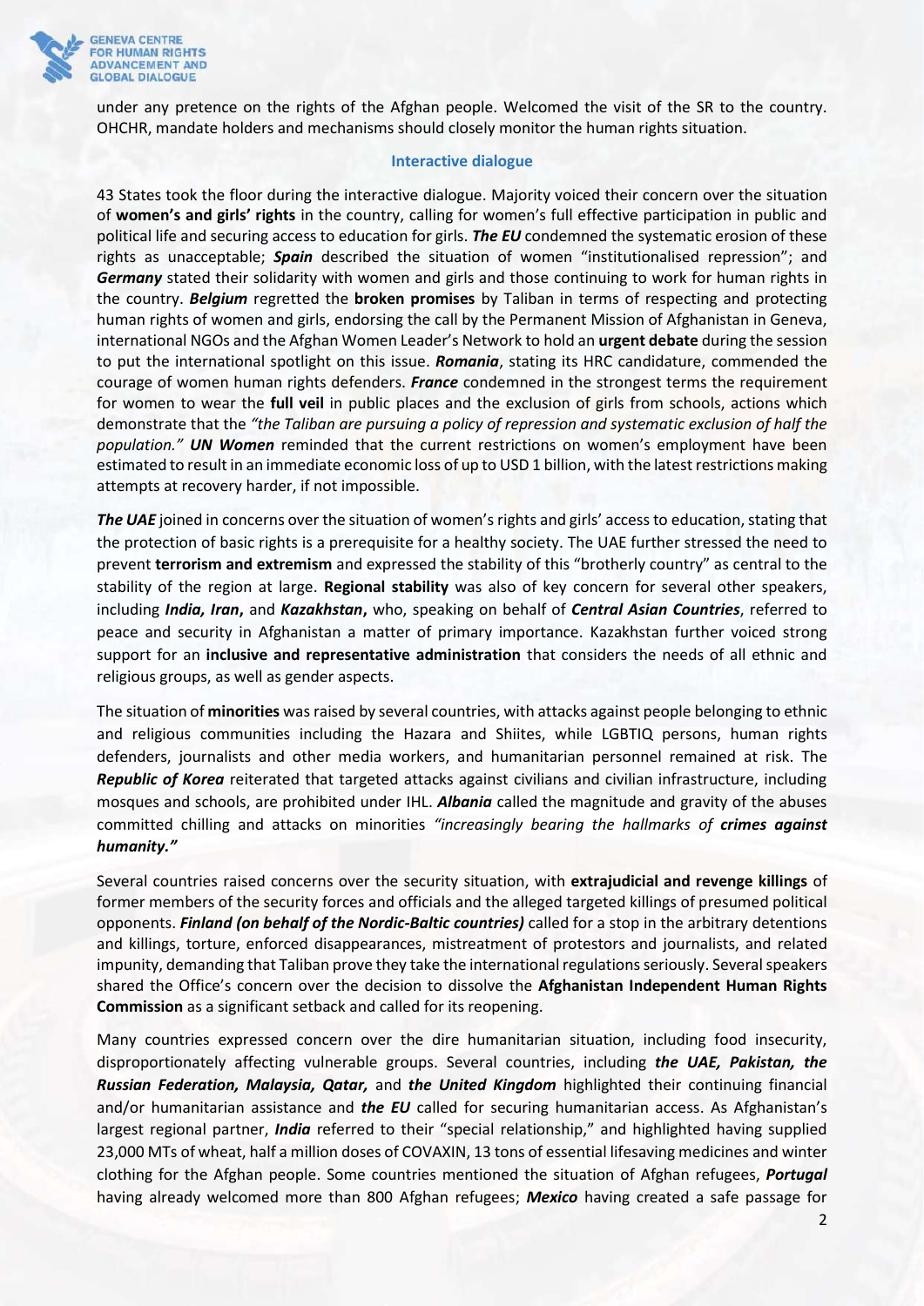under any pretence on the rights of the Afghan people. Welcomed the visit of the SR to the country. OHCHR, mandate holders and mechanisms should closely monitor the human rights situation.

## Interactive dialogue

43 States took the floor during the interactive dialogue. Majority voiced their concern over the situation of **women's and girls' rights** in the country, calling for women's full effective participation in public and political life and securing access to education for girls. ***The EU*** condemned the systematic erosion of these rights as unacceptable; ***Spain*** described the situation of women "institutionalised repression"; and ***Germany*** stated their solidarity with women and girls and those continuing to work for human rights in the country. ***Belgium*** regretted the **broken promises** by Taliban in terms of respecting and protecting human rights of women and girls, endorsing the call by the Permanent Mission of Afghanistan in Geneva, international NGOs and the Afghan Women Leader's Network to hold an **urgent debate** during the session to put the international spotlight on this issue. ***Romania***, stating its HRC candidature, commended the courage of women human rights defenders. ***France*** condemned in the strongest terms the requirement for women to wear the **full veil** in public places and the exclusion of girls from schools, actions which demonstrate that the *"the Taliban are pursuing a policy of repression and systematic exclusion of half the population." **UN Women*** reminded that the current restrictions on women's employment have been estimated to result in an immediate economic loss of up to USD 1 billion, with the latest restrictions making attempts at recovery harder, if not impossible.

***The UAE*** joined in concerns over the situation of women's rights and girls' access to education, stating that the protection of basic rights is a prerequisite for a healthy society. The UAE further stressed the need to prevent **terrorism and extremism** and expressed the stability of this "brotherly country" as central to the stability of the region at large. **Regional stability** was also of key concern for several other speakers, including ***India, Iran***, and ***Kazakhstan***, who, speaking on behalf of ***Central Asian Countries***, referred to peace and security in Afghanistan a matter of primary importance. Kazakhstan further voiced strong support for an **inclusive and representative administration** that considers the needs of all ethnic and religious groups, as well as gender aspects.

The situation of **minorities** was raised by several countries, with attacks against people belonging to ethnic and religious communities including the Hazara and Shiites, while LGBTIQ persons, human rights defenders, journalists and other media workers, and humanitarian personnel remained at risk. The ***Republic of Korea*** reiterated that targeted attacks against civilians and civilian infrastructure, including mosques and schools, are prohibited under IHL. ***Albania*** called the magnitude and gravity of the abuses committed chilling and attacks on minorities *"increasingly bearing the hallmarks of **crimes against humanity.**"*

Several countries raised concerns over the security situation, with **extrajudicial and revenge killings** of former members of the security forces and officials and the alleged targeted killings of presumed political opponents. ***Finland (on behalf of the Nordic-Baltic countries)*** called for a stop in the arbitrary detentions and killings, torture, enforced disappearances, mistreatment of protestors and journalists, and related impunity, demanding that Taliban prove they take the international regulations seriously. Several speakers shared the Office's concern over the decision to dissolve the **Afghanistan Independent Human Rights Commission** as a significant setback and called for its reopening.

Many countries expressed concern over the dire humanitarian situation, including food insecurity, disproportionately affecting vulnerable groups. Several countries, including ***the UAE, Pakistan, the Russian Federation, Malaysia, Qatar,*** and ***the United Kingdom*** highlighted their continuing financial and/or humanitarian assistance and ***the EU*** called for securing humanitarian access. As Afghanistan's largest regional partner, ***India*** referred to their "special relationship," and highlighted having supplied 23,000 MTs of wheat, half a million doses of COVAXIN, 13 tons of essential lifesaving medicines and winter clothing for the Afghan people. Some countries mentioned the situation of Afghan refugees, ***Portugal*** having already welcomed more than 800 Afghan refugees; ***Mexico*** having created a safe passage for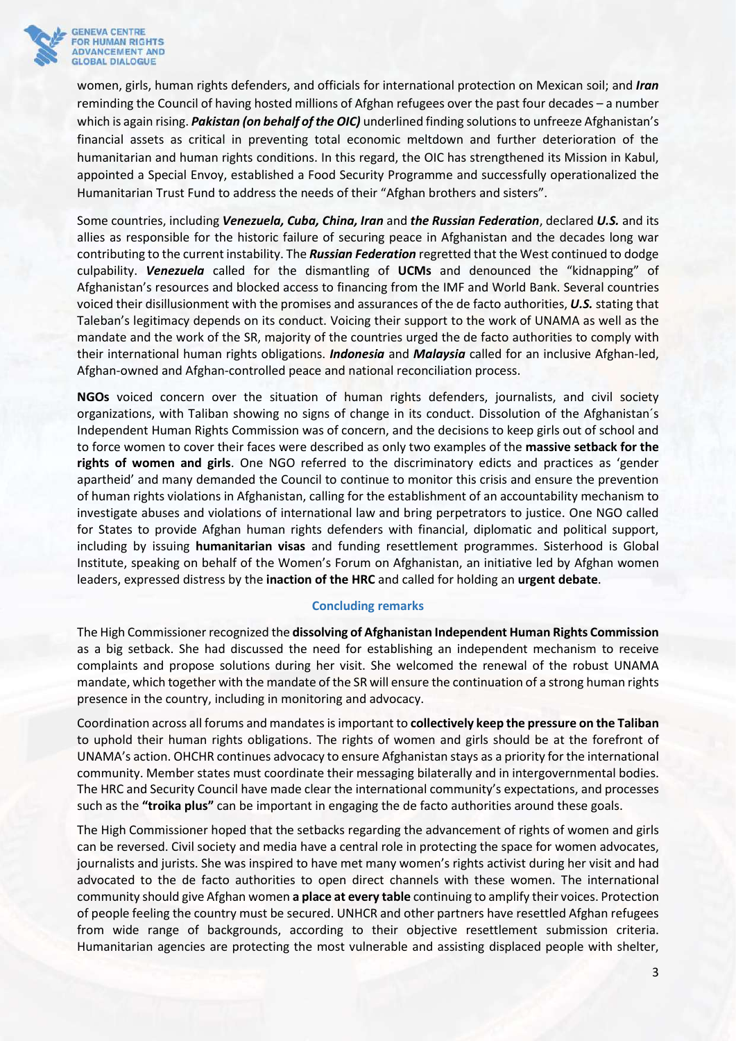women, girls, human rights defenders, and officials for international protection on Mexican soil; and ***Iran*** reminding the Council of having hosted millions of Afghan refugees over the past four decades – a number which is again rising. ***Pakistan (on behalf of the OIC)*** underlined finding solutions to unfreeze Afghanistan's financial assets as critical in preventing total economic meltdown and further deterioration of the humanitarian and human rights conditions. In this regard, the OIC has strengthened its Mission in Kabul, appointed a Special Envoy, established a Food Security Programme and successfully operationalized the Humanitarian Trust Fund to address the needs of their "Afghan brothers and sisters".

Some countries, including ***Venezuela, Cuba, China, Iran*** and ***the Russian Federation***, declared ***U.S.*** and its allies as responsible for the historic failure of securing peace in Afghanistan and the decades long war contributing to the current instability. The ***Russian Federation*** regretted that the West continued to dodge culpability. ***Venezuela*** called for the dismantling of **UCMs** and denounced the "kidnapping" of Afghanistan's resources and blocked access to financing from the IMF and World Bank. Several countries voiced their disillusionment with the promises and assurances of the de facto authorities, ***U.S.*** stating that Taleban's legitimacy depends on its conduct. Voicing their support to the work of UNAMA as well as the mandate and the work of the SR, majority of the countries urged the de facto authorities to comply with their international human rights obligations. ***Indonesia*** and ***Malaysia*** called for an inclusive Afghan-led, Afghan-owned and Afghan-controlled peace and national reconciliation process.

**NGOs** voiced concern over the situation of human rights defenders, journalists, and civil society organizations, with Taliban showing no signs of change in its conduct. Dissolution of the Afghanistan´s Independent Human Rights Commission was of concern, and the decisions to keep girls out of school and to force women to cover their faces were described as only two examples of the **massive setback for the rights of women and girls**. One NGO referred to the discriminatory edicts and practices as 'gender apartheid' and many demanded the Council to continue to monitor this crisis and ensure the prevention of human rights violations in Afghanistan, calling for the establishment of an accountability mechanism to investigate abuses and violations of international law and bring perpetrators to justice. One NGO called for States to provide Afghan human rights defenders with financial, diplomatic and political support, including by issuing **humanitarian visas** and funding resettlement programmes. Sisterhood is Global Institute, speaking on behalf of the Women's Forum on Afghanistan, an initiative led by Afghan women leaders, expressed distress by the **inaction of the HRC** and called for holding an **urgent debate**.

### Concluding remarks

The High Commissioner recognized the **dissolving of Afghanistan Independent Human Rights Commission** as a big setback. She had discussed the need for establishing an independent mechanism to receive complaints and propose solutions during her visit. She welcomed the renewal of the robust UNAMA mandate, which together with the mandate of the SR will ensure the continuation of a strong human rights presence in the country, including in monitoring and advocacy.

Coordination across all forums and mandates is important to **collectively keep the pressure on the Taliban** to uphold their human rights obligations. The rights of women and girls should be at the forefront of UNAMA's action. OHCHR continues advocacy to ensure Afghanistan stays as a priority for the international community. Member states must coordinate their messaging bilaterally and in intergovernmental bodies. The HRC and Security Council have made clear the international community's expectations, and processes such as the **"troika plus"** can be important in engaging the de facto authorities around these goals.

The High Commissioner hoped that the setbacks regarding the advancement of rights of women and girls can be reversed. Civil society and media have a central role in protecting the space for women advocates, journalists and jurists. She was inspired to have met many women's rights activist during her visit and had advocated to the de facto authorities to open direct channels with these women. The international community should give Afghan women **a place at every table** continuing to amplify their voices. Protection of people feeling the country must be secured. UNHCR and other partners have resettled Afghan refugees from wide range of backgrounds, according to their objective resettlement submission criteria. Humanitarian agencies are protecting the most vulnerable and assisting displaced people with shelter,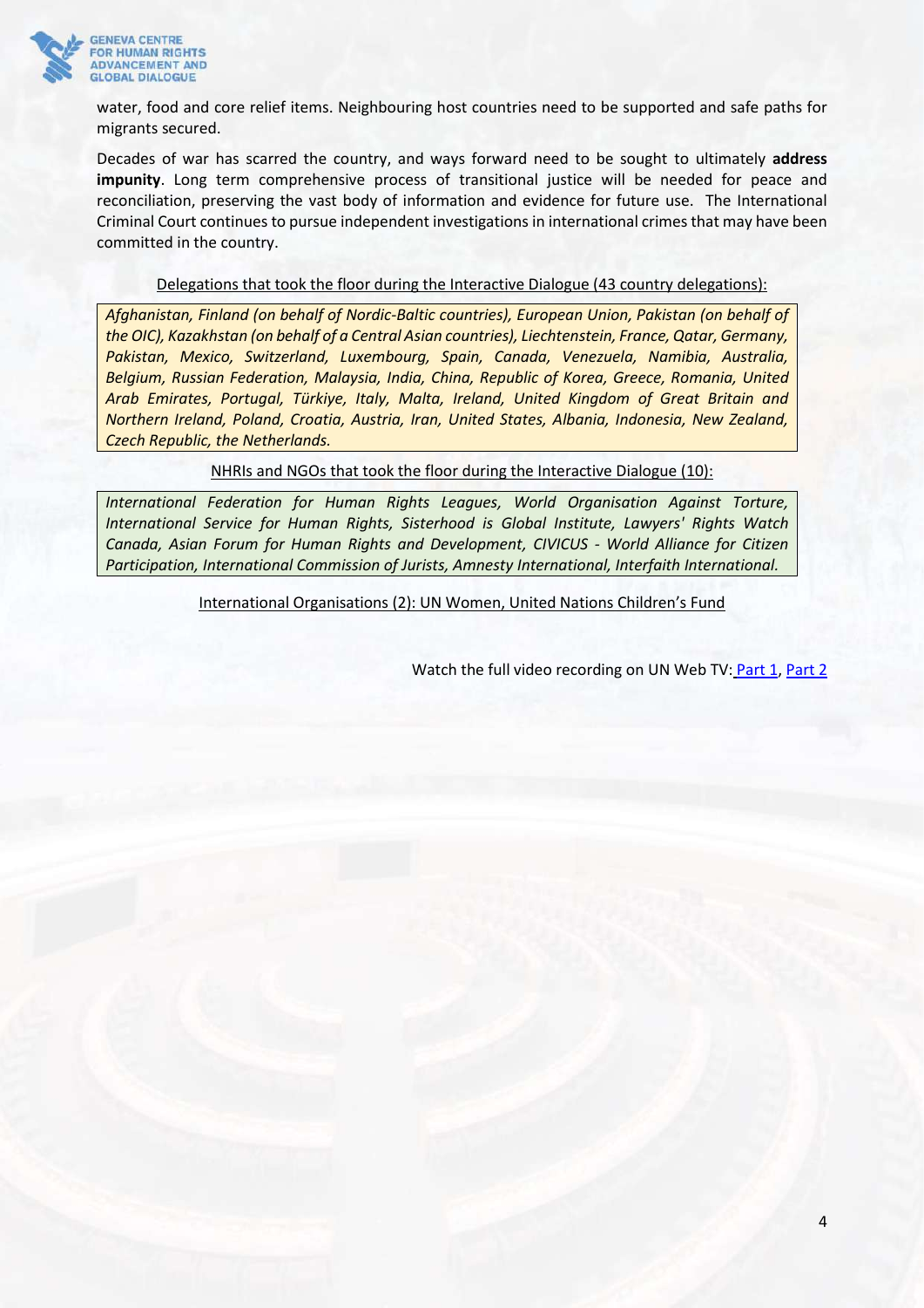water, food and core relief items. Neighbouring host countries need to be supported and safe paths for migrants secured.

Decades of war has scarred the country, and ways forward need to be sought to ultimately **address impunity**. Long term comprehensive process of transitional justice will be needed for peace and reconciliation, preserving the vast body of information and evidence for future use. The International Criminal Court continues to pursue independent investigations in international crimes that may have been committed in the country.

Delegations that took the floor during the Interactive Dialogue (43 country delegations):

*Afghanistan, Finland (on behalf of Nordic-Baltic countries), European Union, Pakistan (on behalf of the OIC), Kazakhstan (on behalf of a Central Asian countries), Liechtenstein, France, Qatar, Germany, Pakistan, Mexico, Switzerland, Luxembourg, Spain, Canada, Venezuela, Namibia, Australia, Belgium, Russian Federation, Malaysia, India, China, Republic of Korea, Greece, Romania, United Arab Emirates, Portugal, Türkiye, Italy, Malta, Ireland, United Kingdom of Great Britain and Northern Ireland, Poland, Croatia, Austria, Iran, United States, Albania, Indonesia, New Zealand, Czech Republic, the Netherlands.*

NHRIs and NGOs that took the floor during the Interactive Dialogue (10):

*International Federation for Human Rights Leagues, World Organisation Against Torture, International Service for Human Rights, Sisterhood is Global Institute, Lawyers' Rights Watch Canada, Asian Forum for Human Rights and Development, CIVICUS - World Alliance for Citizen Participation, International Commission of Jurists, Amnesty International, Interfaith International.*

International Organisations (2): UN Women, United Nations Children's Fund

Watch the full video recording on UN Web TV: Part 1, Part 2